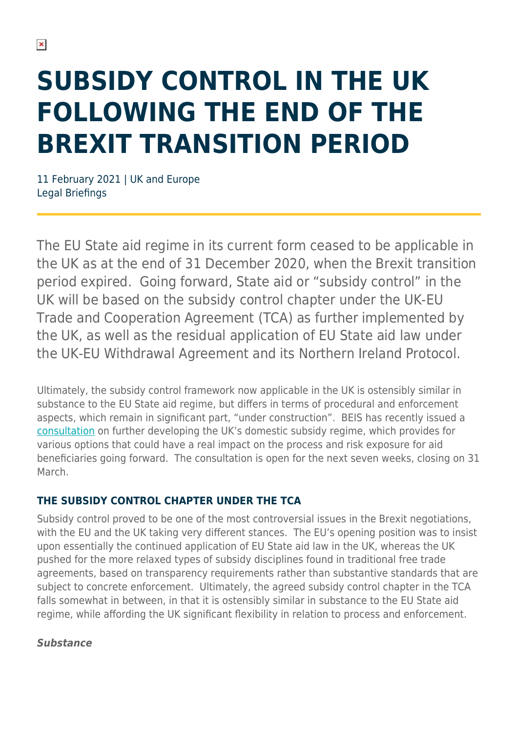# SUBSIDY CONTROL IN THE UK FOLLOWING THE END OF THE BREXIT TRANSITION PERIOD

11 February 2021 | UK and Europe
Legal Briefings

The EU State aid regime in its current form ceased to be applicable in the UK as at the end of 31 December 2020, when the Brexit transition period expired. Going forward, State aid or "subsidy control" in the UK will be based on the subsidy control chapter under the UK-EU Trade and Cooperation Agreement (TCA) as further implemented by the UK, as well as the residual application of EU State aid law under the UK-EU Withdrawal Agreement and its Northern Ireland Protocol.

Ultimately, the subsidy control framework now applicable in the UK is ostensibly similar in substance to the EU State aid regime, but differs in terms of procedural and enforcement aspects, which remain in significant part, "under construction". BEIS has recently issued a consultation on further developing the UK's domestic subsidy regime, which provides for various options that could have a real impact on the process and risk exposure for aid beneficiaries going forward. The consultation is open for the next seven weeks, closing on 31 March.

## THE SUBSIDY CONTROL CHAPTER UNDER THE TCA

Subsidy control proved to be one of the most controversial issues in the Brexit negotiations, with the EU and the UK taking very different stances. The EU's opening position was to insist upon essentially the continued application of EU State aid law in the UK, whereas the UK pushed for the more relaxed types of subsidy disciplines found in traditional free trade agreements, based on transparency requirements rather than substantive standards that are subject to concrete enforcement. Ultimately, the agreed subsidy control chapter in the TCA falls somewhat in between, in that it is ostensibly similar in substance to the EU State aid regime, while affording the UK significant flexibility in relation to process and enforcement.

***Substance***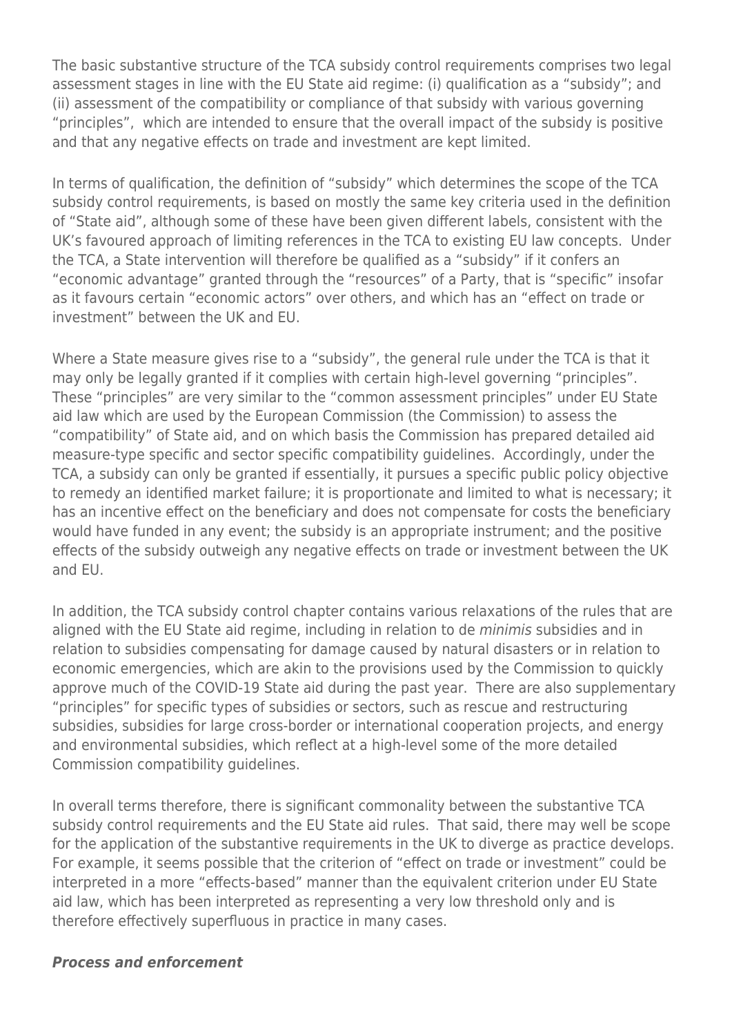The basic substantive structure of the TCA subsidy control requirements comprises two legal assessment stages in line with the EU State aid regime: (i) qualification as a "subsidy"; and (ii) assessment of the compatibility or compliance of that subsidy with various governing "principles", which are intended to ensure that the overall impact of the subsidy is positive and that any negative effects on trade and investment are kept limited.

In terms of qualification, the definition of "subsidy" which determines the scope of the TCA subsidy control requirements, is based on mostly the same key criteria used in the definition of "State aid", although some of these have been given different labels, consistent with the UK's favoured approach of limiting references in the TCA to existing EU law concepts. Under the TCA, a State intervention will therefore be qualified as a "subsidy" if it confers an "economic advantage" granted through the "resources" of a Party, that is "specific" insofar as it favours certain "economic actors" over others, and which has an "effect on trade or investment" between the UK and EU.

Where a State measure gives rise to a "subsidy", the general rule under the TCA is that it may only be legally granted if it complies with certain high-level governing "principles". These "principles" are very similar to the "common assessment principles" under EU State aid law which are used by the European Commission (the Commission) to assess the "compatibility" of State aid, and on which basis the Commission has prepared detailed aid measure-type specific and sector specific compatibility guidelines. Accordingly, under the TCA, a subsidy can only be granted if essentially, it pursues a specific public policy objective to remedy an identified market failure; it is proportionate and limited to what is necessary; it has an incentive effect on the beneficiary and does not compensate for costs the beneficiary would have funded in any event; the subsidy is an appropriate instrument; and the positive effects of the subsidy outweigh any negative effects on trade or investment between the UK and EU.

In addition, the TCA subsidy control chapter contains various relaxations of the rules that are aligned with the EU State aid regime, including in relation to de *minimis* subsidies and in relation to subsidies compensating for damage caused by natural disasters or in relation to economic emergencies, which are akin to the provisions used by the Commission to quickly approve much of the COVID-19 State aid during the past year. There are also supplementary "principles" for specific types of subsidies or sectors, such as rescue and restructuring subsidies, subsidies for large cross-border or international cooperation projects, and energy and environmental subsidies, which reflect at a high-level some of the more detailed Commission compatibility guidelines.

In overall terms therefore, there is significant commonality between the substantive TCA subsidy control requirements and the EU State aid rules. That said, there may well be scope for the application of the substantive requirements in the UK to diverge as practice develops. For example, it seems possible that the criterion of "effect on trade or investment" could be interpreted in a more "effects-based" manner than the equivalent criterion under EU State aid law, which has been interpreted as representing a very low threshold only and is therefore effectively superfluous in practice in many cases.

***Process and enforcement***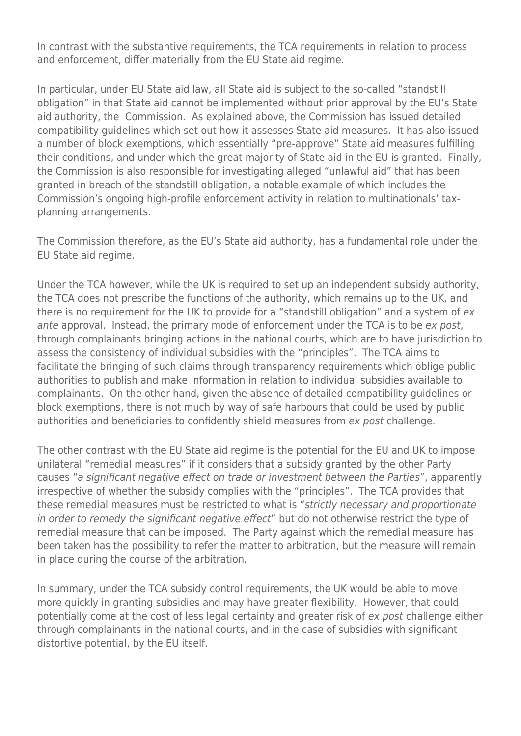In contrast with the substantive requirements, the TCA requirements in relation to process and enforcement, differ materially from the EU State aid regime.

In particular, under EU State aid law, all State aid is subject to the so-called "standstill obligation" in that State aid cannot be implemented without prior approval by the EU's State aid authority, the Commission. As explained above, the Commission has issued detailed compatibility guidelines which set out how it assesses State aid measures. It has also issued a number of block exemptions, which essentially "pre-approve" State aid measures fulfilling their conditions, and under which the great majority of State aid in the EU is granted. Finally, the Commission is also responsible for investigating alleged "unlawful aid" that has been granted in breach of the standstill obligation, a notable example of which includes the Commission's ongoing high-profile enforcement activity in relation to multinationals' tax-planning arrangements.

The Commission therefore, as the EU's State aid authority, has a fundamental role under the EU State aid regime.

Under the TCA however, while the UK is required to set up an independent subsidy authority, the TCA does not prescribe the functions of the authority, which remains up to the UK, and there is no requirement for the UK to provide for a "standstill obligation" and a system of *ex ante* approval. Instead, the primary mode of enforcement under the TCA is to be *ex post*, through complainants bringing actions in the national courts, which are to have jurisdiction to assess the consistency of individual subsidies with the "principles". The TCA aims to facilitate the bringing of such claims through transparency requirements which oblige public authorities to publish and make information in relation to individual subsidies available to complainants. On the other hand, given the absence of detailed compatibility guidelines or block exemptions, there is not much by way of safe harbours that could be used by public authorities and beneficiaries to confidently shield measures from *ex post* challenge.

The other contrast with the EU State aid regime is the potential for the EU and UK to impose unilateral "remedial measures" if it considers that a subsidy granted by the other Party causes "*a significant negative effect on trade or investment between the Parties*", apparently irrespective of whether the subsidy complies with the "principles". The TCA provides that these remedial measures must be restricted to what is "*strictly necessary and proportionate in order to remedy the significant negative effect*" but do not otherwise restrict the type of remedial measure that can be imposed. The Party against which the remedial measure has been taken has the possibility to refer the matter to arbitration, but the measure will remain in place during the course of the arbitration.

In summary, under the TCA subsidy control requirements, the UK would be able to move more quickly in granting subsidies and may have greater flexibility. However, that could potentially come at the cost of less legal certainty and greater risk of *ex post* challenge either through complainants in the national courts, and in the case of subsidies with significant distortive potential, by the EU itself.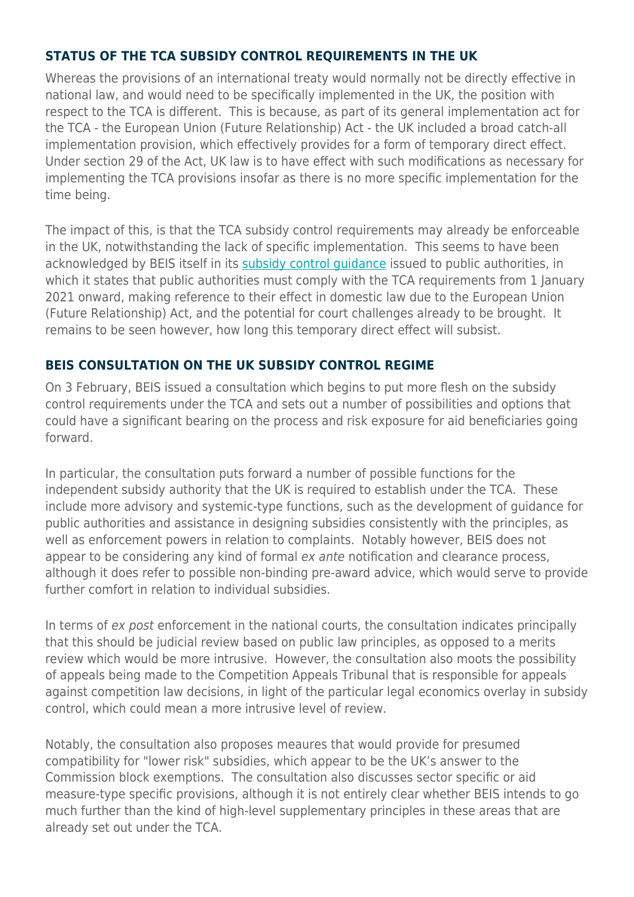## STATUS OF THE TCA SUBSIDY CONTROL REQUIREMENTS IN THE UK

Whereas the provisions of an international treaty would normally not be directly effective in national law, and would need to be specifically implemented in the UK, the position with respect to the TCA is different. This is because, as part of its general implementation act for the TCA - the European Union (Future Relationship) Act - the UK included a broad catch-all implementation provision, which effectively provides for a form of temporary direct effect. Under section 29 of the Act, UK law is to have effect with such modifications as necessary for implementing the TCA provisions insofar as there is no more specific implementation for the time being.

The impact of this, is that the TCA subsidy control requirements may already be enforceable in the UK, notwithstanding the lack of specific implementation. This seems to have been acknowledged by BEIS itself in its subsidy control guidance issued to public authorities, in which it states that public authorities must comply with the TCA requirements from 1 January 2021 onward, making reference to their effect in domestic law due to the European Union (Future Relationship) Act, and the potential for court challenges already to be brought. It remains to be seen however, how long this temporary direct effect will subsist.

## BEIS CONSULTATION ON THE UK SUBSIDY CONTROL REGIME

On 3 February, BEIS issued a consultation which begins to put more flesh on the subsidy control requirements under the TCA and sets out a number of possibilities and options that could have a significant bearing on the process and risk exposure for aid beneficiaries going forward.

In particular, the consultation puts forward a number of possible functions for the independent subsidy authority that the UK is required to establish under the TCA. These include more advisory and systemic-type functions, such as the development of guidance for public authorities and assistance in designing subsidies consistently with the principles, as well as enforcement powers in relation to complaints. Notably however, BEIS does not appear to be considering any kind of formal *ex ante* notification and clearance process, although it does refer to possible non-binding pre-award advice, which would serve to provide further comfort in relation to individual subsidies.

In terms of *ex post* enforcement in the national courts, the consultation indicates principally that this should be judicial review based on public law principles, as opposed to a merits review which would be more intrusive. However, the consultation also moots the possibility of appeals being made to the Competition Appeals Tribunal that is responsible for appeals against competition law decisions, in light of the particular legal economics overlay in subsidy control, which could mean a more intrusive level of review.

Notably, the consultation also proposes meaures that would provide for presumed compatibility for "lower risk" subsidies, which appear to be the UK's answer to the Commission block exemptions. The consultation also discusses sector specific or aid measure-type specific provisions, although it is not entirely clear whether BEIS intends to go much further than the kind of high-level supplementary principles in these areas that are already set out under the TCA.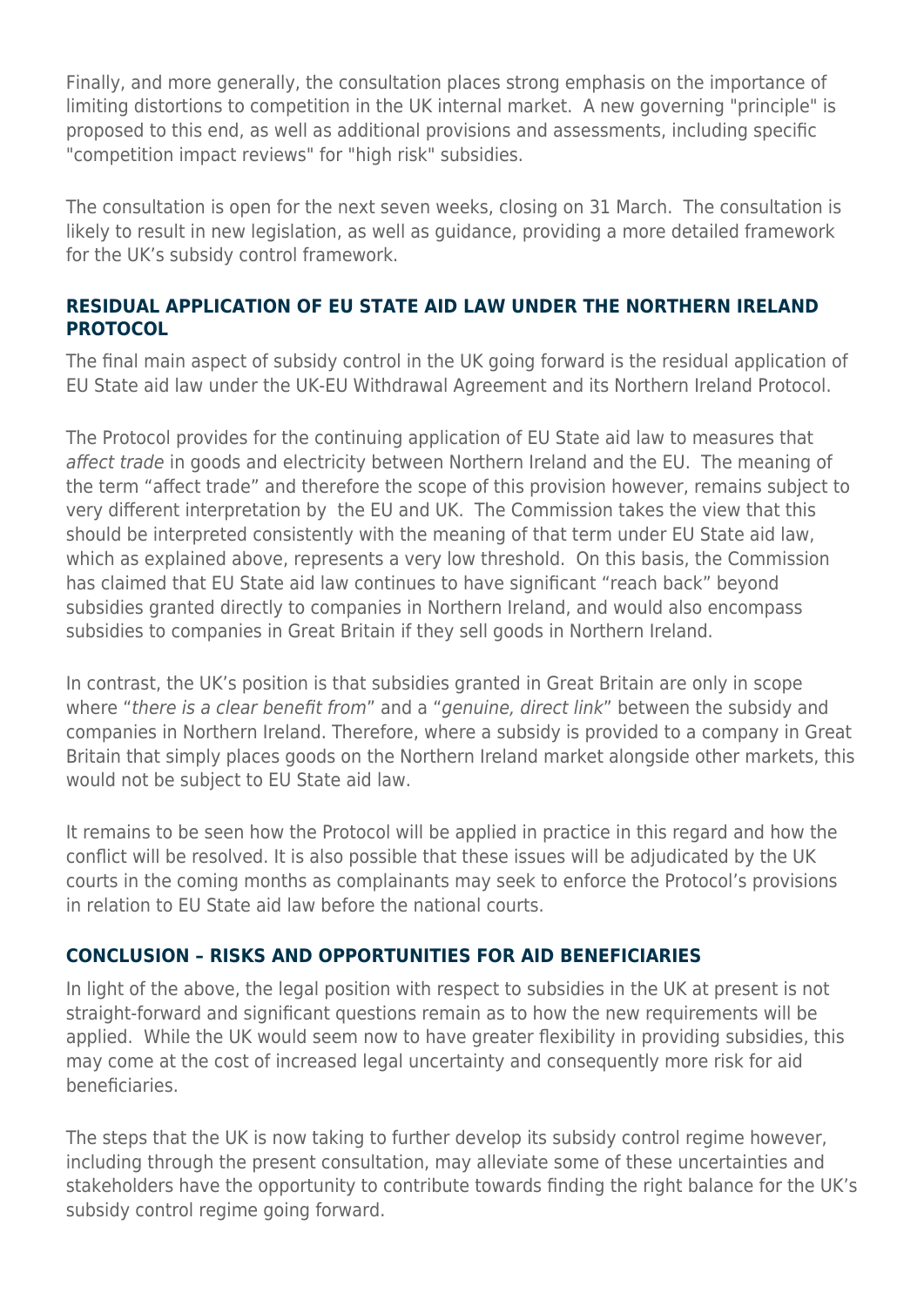Finally, and more generally, the consultation places strong emphasis on the importance of limiting distortions to competition in the UK internal market. A new governing "principle" is proposed to this end, as well as additional provisions and assessments, including specific "competition impact reviews" for "high risk" subsidies.

The consultation is open for the next seven weeks, closing on 31 March. The consultation is likely to result in new legislation, as well as guidance, providing a more detailed framework for the UK's subsidy control framework.

## RESIDUAL APPLICATION OF EU STATE AID LAW UNDER THE NORTHERN IRELAND PROTOCOL

The final main aspect of subsidy control in the UK going forward is the residual application of EU State aid law under the UK-EU Withdrawal Agreement and its Northern Ireland Protocol.

The Protocol provides for the continuing application of EU State aid law to measures that *affect trade* in goods and electricity between Northern Ireland and the EU. The meaning of the term "affect trade" and therefore the scope of this provision however, remains subject to very different interpretation by the EU and UK. The Commission takes the view that this should be interpreted consistently with the meaning of that term under EU State aid law, which as explained above, represents a very low threshold. On this basis, the Commission has claimed that EU State aid law continues to have significant "reach back" beyond subsidies granted directly to companies in Northern Ireland, and would also encompass subsidies to companies in Great Britain if they sell goods in Northern Ireland.

In contrast, the UK's position is that subsidies granted in Great Britain are only in scope where "*there is a clear benefit from*" and a "*genuine, direct link*" between the subsidy and companies in Northern Ireland. Therefore, where a subsidy is provided to a company in Great Britain that simply places goods on the Northern Ireland market alongside other markets, this would not be subject to EU State aid law.

It remains to be seen how the Protocol will be applied in practice in this regard and how the conflict will be resolved. It is also possible that these issues will be adjudicated by the UK courts in the coming months as complainants may seek to enforce the Protocol's provisions in relation to EU State aid law before the national courts.

## CONCLUSION – RISKS AND OPPORTUNITIES FOR AID BENEFICIARIES

In light of the above, the legal position with respect to subsidies in the UK at present is not straight-forward and significant questions remain as to how the new requirements will be applied. While the UK would seem now to have greater flexibility in providing subsidies, this may come at the cost of increased legal uncertainty and consequently more risk for aid beneficiaries.

The steps that the UK is now taking to further develop its subsidy control regime however, including through the present consultation, may alleviate some of these uncertainties and stakeholders have the opportunity to contribute towards finding the right balance for the UK's subsidy control regime going forward.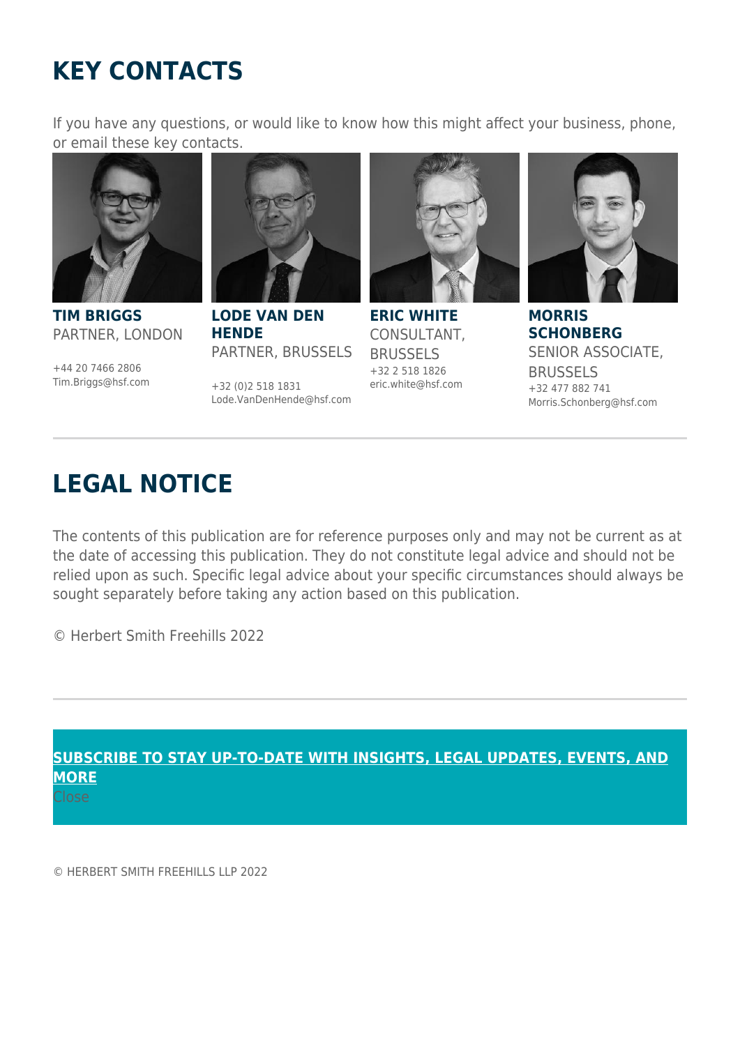## KEY CONTACTS

If you have any questions, or would like to know how this might affect your business, phone, or email these key contacts.

**TIM BRIGGS**
PARTNER, LONDON

+44 20 7466 2806
Tim.Briggs@hsf.com

**LODE VAN DEN HENDE**
PARTNER, BRUSSELS

+32 (0)2 518 1831
Lode.VanDenHende@hsf.com

**ERIC WHITE**
CONSULTANT, BRUSSELS

+32 2 518 1826
eric.white@hsf.com

**MORRIS SCHONBERG**
SENIOR ASSOCIATE, BRUSSELS

+32 477 882 741
Morris.Schonberg@hsf.com

## LEGAL NOTICE

The contents of this publication are for reference purposes only and may not be current as at the date of accessing this publication. They do not constitute legal advice and should not be relied upon as such. Specific legal advice about your specific circumstances should always be sought separately before taking any action based on this publication.

© Herbert Smith Freehills 2022

**SUBSCRIBE TO STAY UP-TO-DATE WITH INSIGHTS, LEGAL UPDATES, EVENTS, AND MORE**
Close

© HERBERT SMITH FREEHILLS LLP 2022